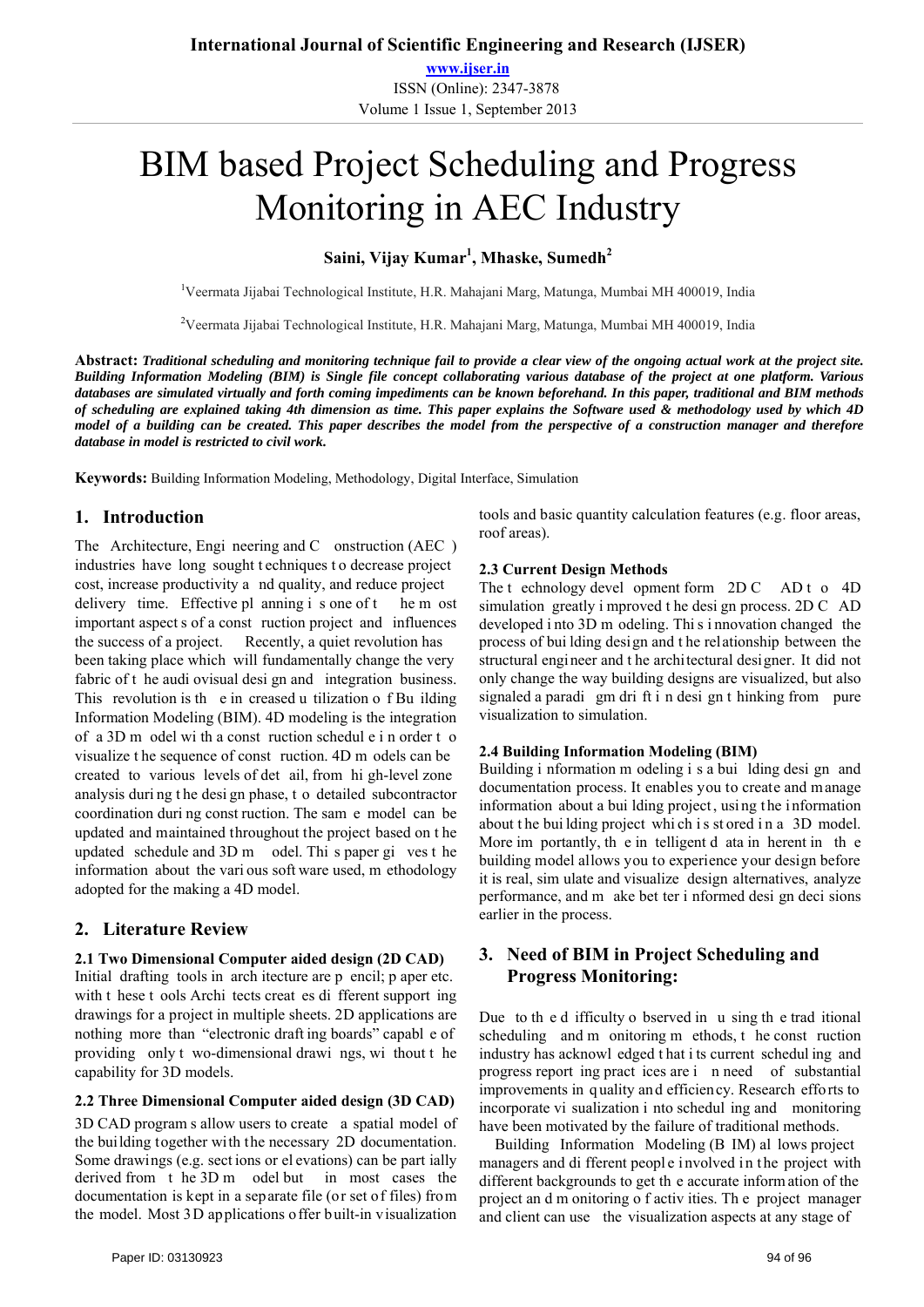# BIM based Project Scheduling and Progress Monitoring in AEC Industry

**Saini, Vijay Kumar[1], Mhaske, Sumedh[2]**

[1]Veermata Jijabai Technological Institute, H.R. Mahajani Marg, Matunga, Mumbai MH 400019, India

[2]Veermata Jijabai Technological Institute, H.R. Mahajani Marg, Matunga, Mumbai MH 400019, India

**Abstract:** ***Traditional scheduling and monitoring technique fail to provide a clear view of the ongoing actual work at the project site. Building Information Modeling (BIM) is Single file concept collaborating various database of the project at one platform. Various databases are simulated virtually and forth coming impediments can be known beforehand. In this paper, traditional and BIM methods of scheduling are explained taking 4th dimension as time. This paper explains the Software used & methodology used by which 4D model of a building can be created. This paper describes the model from the perspective of a construction manager and therefore database in model is restricted to civil work.***

**Keywords:** Building Information Modeling, Methodology, Digital Interface, Simulation

## 1. Introduction

The Architecture, Engineering and Construction (AEC) industries have long sought techniques to decrease project cost, increase productivity and quality, and reduce project delivery time. Effective planning is one of the most important aspects of a construction project and influences the success of a project. Recently, a quiet revolution has been taking place which will fundamentally change the very fabric of the audiovisual design and integration business. This revolution is the increased utilization of Building Information Modeling (BIM). 4D modeling is the integration of a 3D model with a construction schedule in order to visualize the sequence of construction. 4D models can be created to various levels of detail, from high-level zone analysis during the design phase, to detailed subcontractor coordination during construction. The same model can be updated and maintained throughout the project based on the updated schedule and 3D model. This paper gives the information about the various software used, methodology adopted for the making a 4D model.

## 2. Literature Review

### 2.1 Two Dimensional Computer aided design (2D CAD)

Initial drafting tools in architecture are pencil; paper etc. with these tools Architects creates different supporting drawings for a project in multiple sheets. 2D applications are nothing more than "electronic drafting boards" capable of providing only two-dimensional drawings, without the capability for 3D models.

### 2.2 Three Dimensional Computer aided design (3D CAD)

3D CAD programs allow users to create a spatial model of the building together with the necessary 2D documentation. Some drawings (e.g. sections or elevations) can be partially derived from the 3D model but in most cases the documentation is kept in a separate file (or set of files) from the model. Most 3D applications offer built-in visualization tools and basic quantity calculation features (e.g. floor areas, roof areas).

### 2.3 Current Design Methods

The technology development form 2D CAD to 4D simulation greatly improved the design process. 2D CAD developed into 3D modeling. This innovation changed the process of building design and the relationship between the structural engineer and the architectural designer. It did not only change the way building designs are visualized, but also signaled a paradigm drift in design thinking from pure visualization to simulation.

### 2.4 Building Information Modeling (BIM)

Building information modeling is a building design and documentation process. It enables you to create and manage information about a building project, using the information about the building project which is stored in a 3D model. More importantly, the intelligent data inherent in the building model allows you to experience your design before it is real, simulate and visualize design alternatives, analyze performance, and make better informed design decisions earlier in the process.

## 3. Need of BIM in Project Scheduling and Progress Monitoring:

Due to the difficulty observed in using the traditional scheduling and monitoring methods, the construction industry has acknowledged that its current scheduling and progress reporting practices are in need of substantial improvements in quality and efficiency. Research efforts to incorporate visualization into scheduling and monitoring have been motivated by the failure of traditional methods.

Building Information Modeling (BIM) allows project managers and different people involved in the project with different backgrounds to get the accurate information of the project and monitoring of activities. The project manager and client can use the visualization aspects at any stage of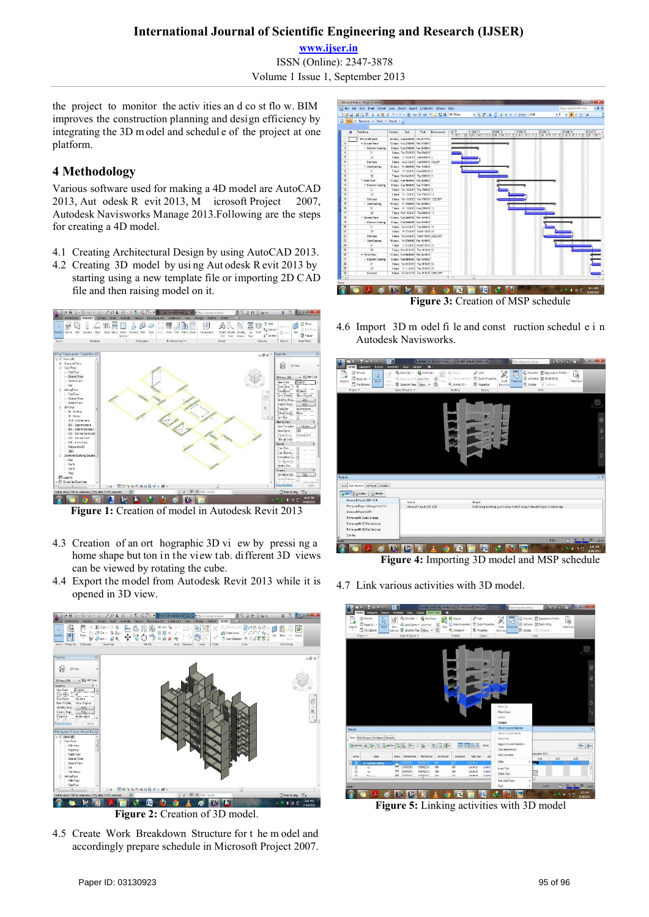the project to monitor the activities and cost flow. BIM improves the construction planning and design efficiency by integrating the 3D model and schedule of the project at one platform.

## 4 Methodology

Various software used for making a 4D model are AutoCAD 2013, Autodesk Revit 2013, Microsoft Project 2007, Autodesk Navisworks Manage 2013.Following are the steps for creating a 4D model.

4.1 Creating Architectural Design by using AutoCAD 2013.

4.2 Creating 3D model by using Autodesk Revit 2013 by starting using a new template file or importing 2D CAD file and then raising model on it.

**Figure 1:** Creation of model in Autodesk Revit 2013

4.3 Creation of an orthographic 3D view by pressing a home shape button in the view tab. different 3D views can be viewed by rotating the cube.

4.4 Export the model from Autodesk Revit 2013 while it is opened in 3D view.

**Figure 2:** Creation of 3D model.

4.5 Create Work Breakdown Structure for the model and accordingly prepare schedule in Microsoft Project 2007.

**Figure 3:** Creation of MSP schedule

4.6 Import 3D model file and construction schedule in Autodesk Navisworks.

**Figure 4:** Importing 3D model and MSP schedule

4.7 Link various activities with 3D model.

**Figure 5:** Linking activities with 3D model

Paper ID: 03130923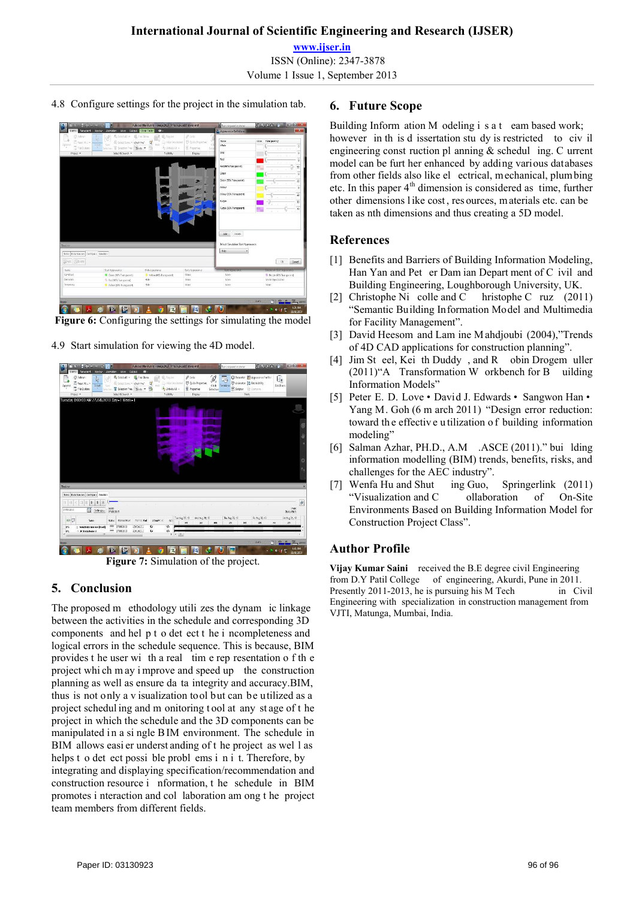4.8 Configure settings for the project in the simulation tab.

Figure 6: Configuring the settings for simulating the model

4.9 Start simulation for viewing the 4D model.

Figure 7: Simulation of the project.

## 5. Conclusion

The proposed methodology utilizes the dynamic linkage between the activities in the schedule and corresponding 3D components and help to detect the incompleteness and logical errors in the schedule sequence. This is because, BIM provides the user with a real time representation of the project which may improve and speed up the construction planning as well as ensure data integrity and accuracy.BIM, thus is not only a visualization tool but can be utilized as a project scheduling and monitoring tool at any stage of the project in which the schedule and the 3D components can be manipulated in a single BIM environment. The schedule in BIM allows easier understanding of the project as well as helps to detect possible problems in it. Therefore, by integrating and displaying specification/recommendation and construction resource information, the schedule in BIM promotes interaction and collaboration among the project team members from different fields.

## 6. Future Scope

Building Information Modeling is a team based work; however in this dissertation study is restricted to civil engineering construction planning & scheduling. Current model can be further enhanced by adding various databases from other fields also like electrical, mechanical, plumbing etc. In this paper 4th dimension is considered as time, further other dimensions like cost, resources, materials etc. can be taken as nth dimensions and thus creating a 5D model.

## References

[1] Benefits and Barriers of Building Information Modeling, Han Yan and Peter Demian Department of Civil and Building Engineering, Loughborough University, UK.

[2] Christophe Nicolle and Christophe Cruz (2011) "Semantic Building Information Model and Multimedia for Facility Management".

[3] David Heesom and Lamine Mahdjoubi (2004),"Trends of 4D CAD applications for construction planning".

[4] Jim Steel, Keith Duddy, and Robin Drogemuller (2011)"A Transformation Workbench for Building Information Models"

[5] Peter E. D. Love • David J. Edwards • Sangwon Han • Yang M. Goh (6 march 2011) "Design error reduction: toward the effective utilization of building information modeling"

[6] Salman Azhar, PH.D., A.M .ASCE (2011)." building information modelling (BIM) trends, benefits, risks, and challenges for the AEC industry".

[7] Wenfa Hu and Shuting Guo, Springerlink (2011) "Visualization and Collaboration of On-Site Environments Based on Building Information Model for Construction Project Class".

## Author Profile

**Vijay Kumar Saini** received the B.E degree civil Engineering from D.Y Patil College of engineering, Akurdi, Pune in 2011. Presently 2011-2013, he is pursuing his M Tech in Civil Engineering with specialization in construction management from VJTI, Matunga, Mumbai, India.